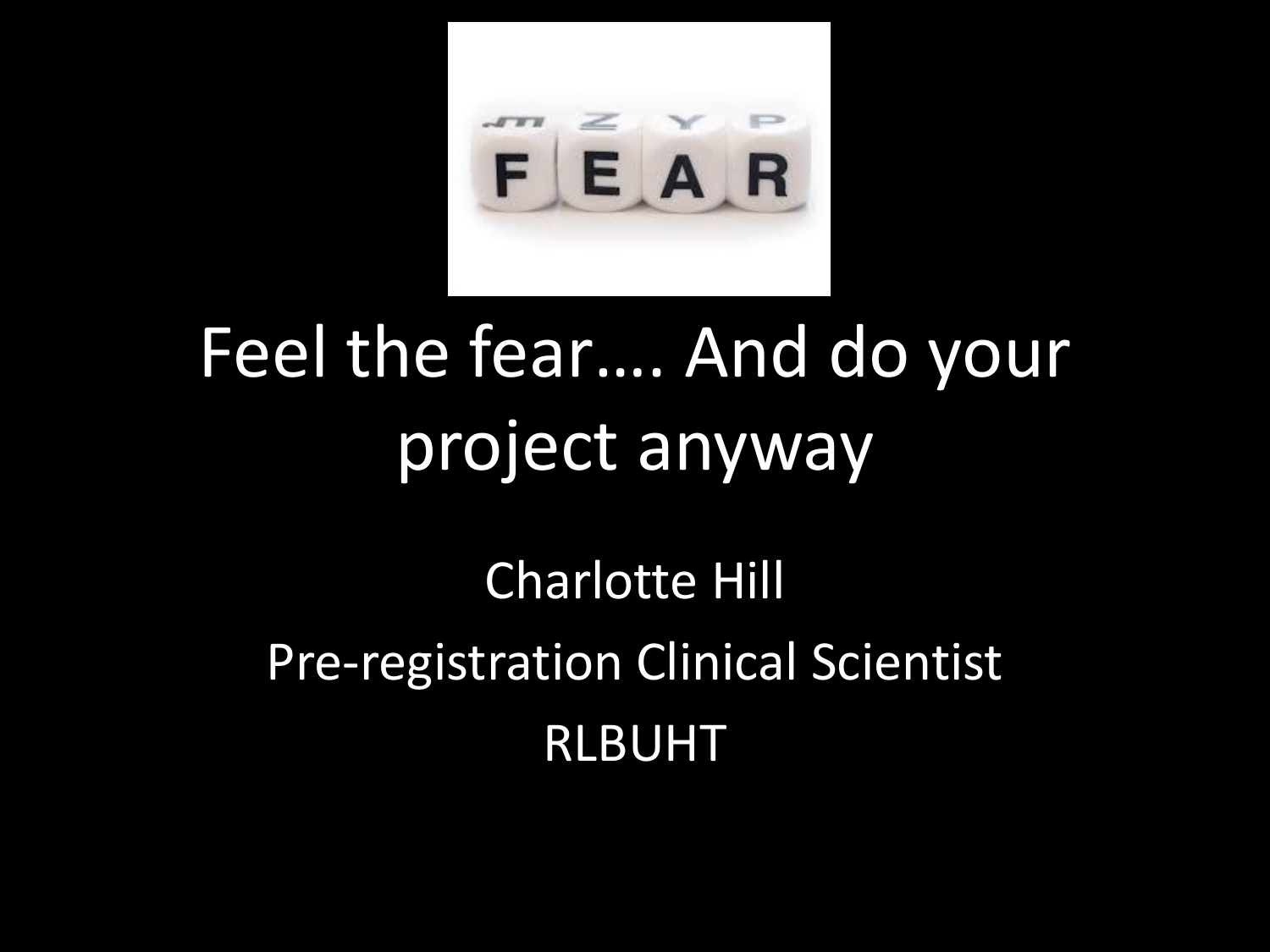# Feel the fear…. And do your project anyway

Charlotte Hill

Pre-registration Clinical Scientist

RLBUHT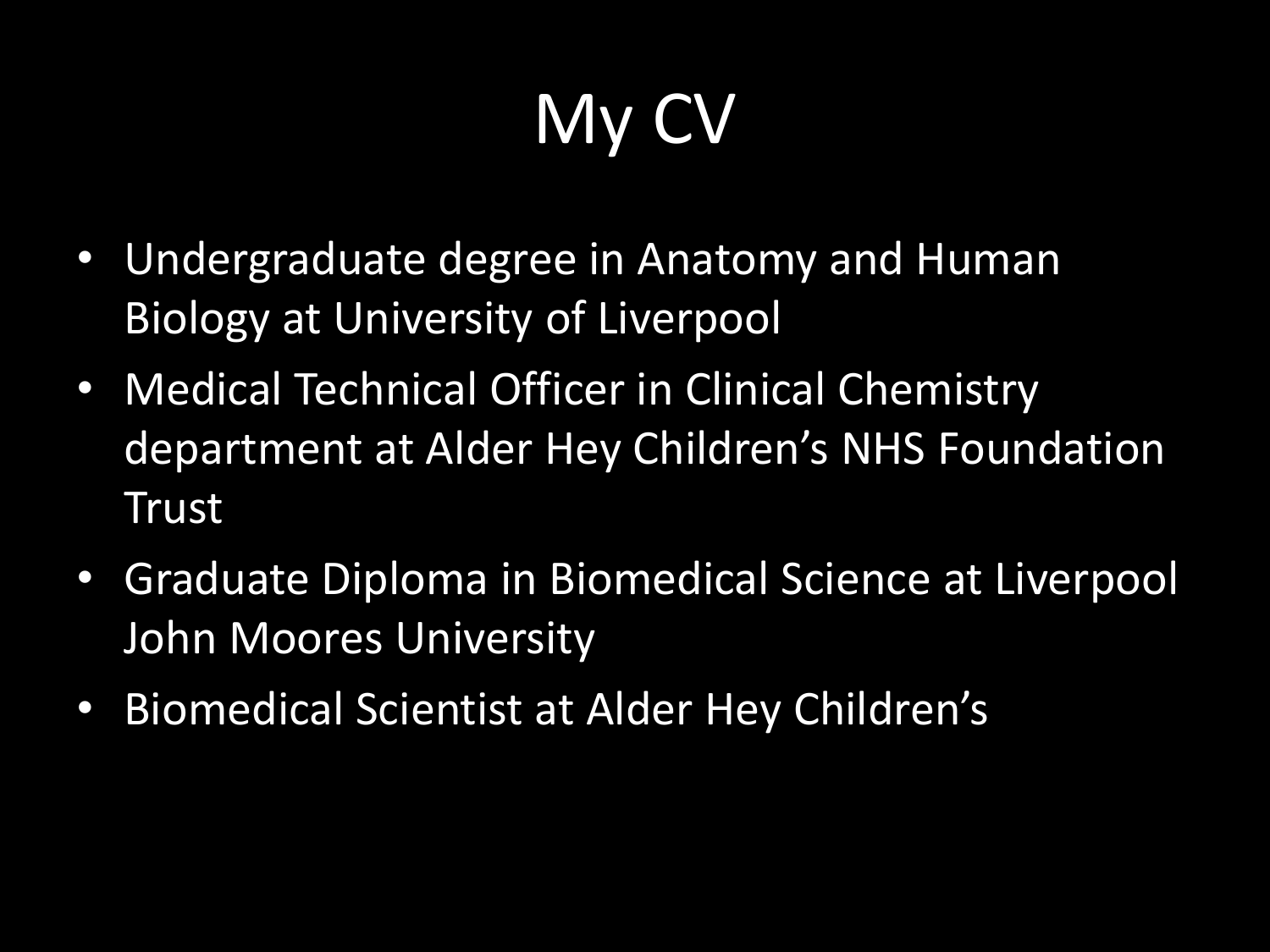# My CV

- Undergraduate degree in Anatomy and Human Biology at University of Liverpool
- Medical Technical Officer in Clinical Chemistry department at Alder Hey Children's NHS Foundation Trust
- Graduate Diploma in Biomedical Science at Liverpool John Moores University
- Biomedical Scientist at Alder Hey Children's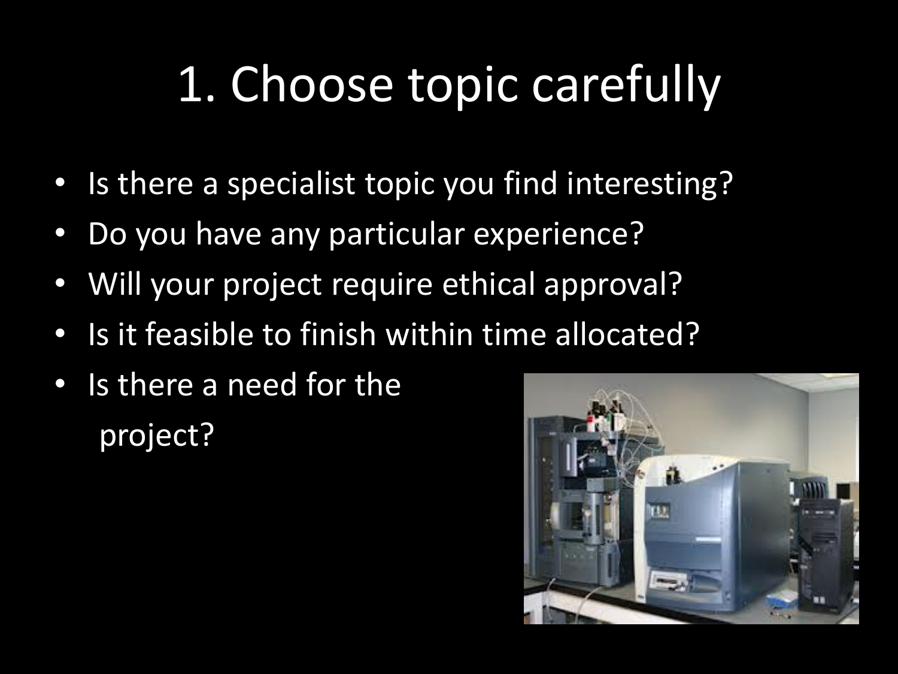# 1. Choose topic carefully

- Is there a specialist topic you find interesting?
- Do you have any particular experience?
- Will your project require ethical approval?
- Is it feasible to finish within time allocated?
- Is there a need for the project?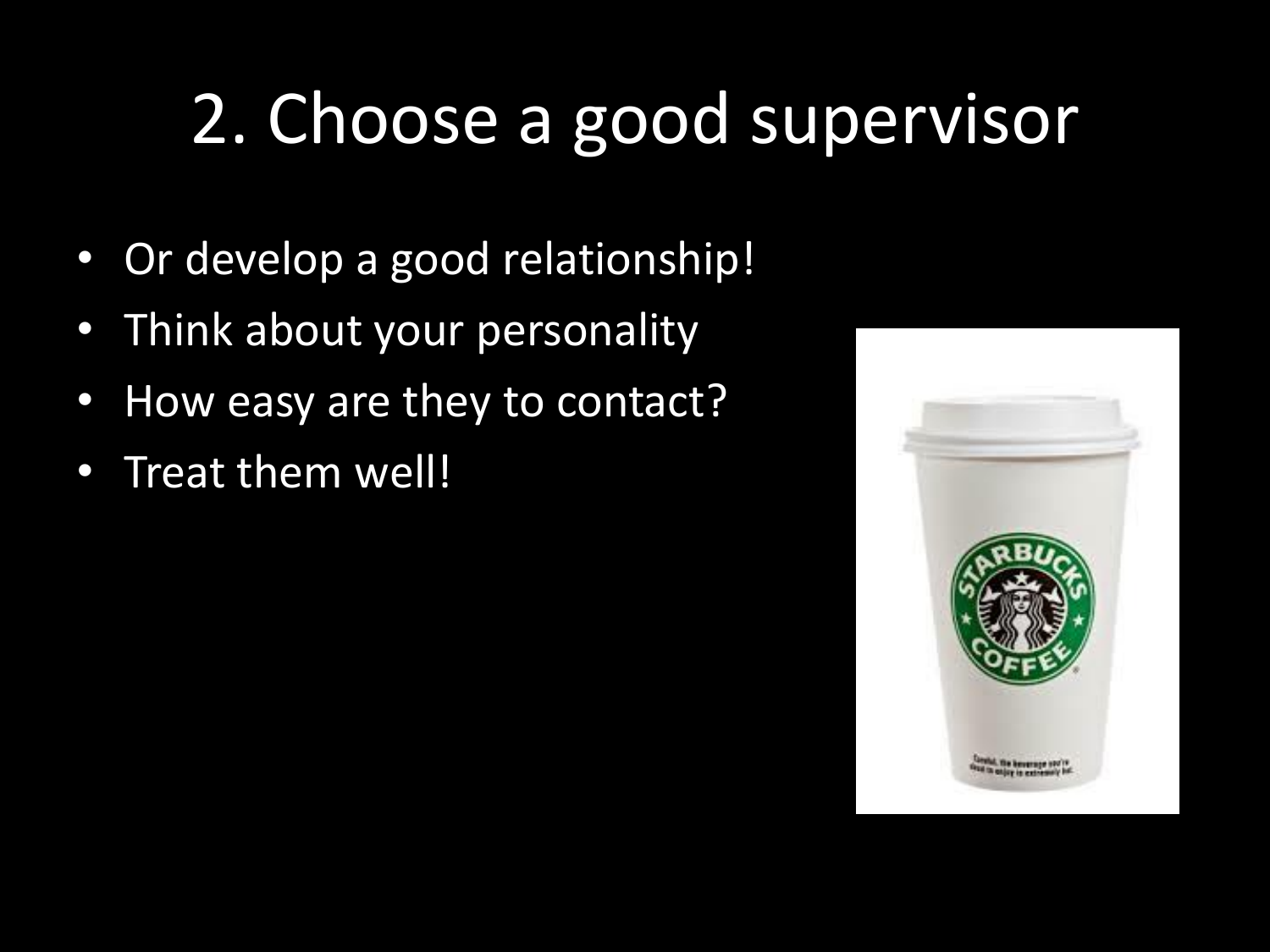# 2. Choose a good supervisor

- Or develop a good relationship!
- Think about your personality
- How easy are they to contact?
- Treat them well!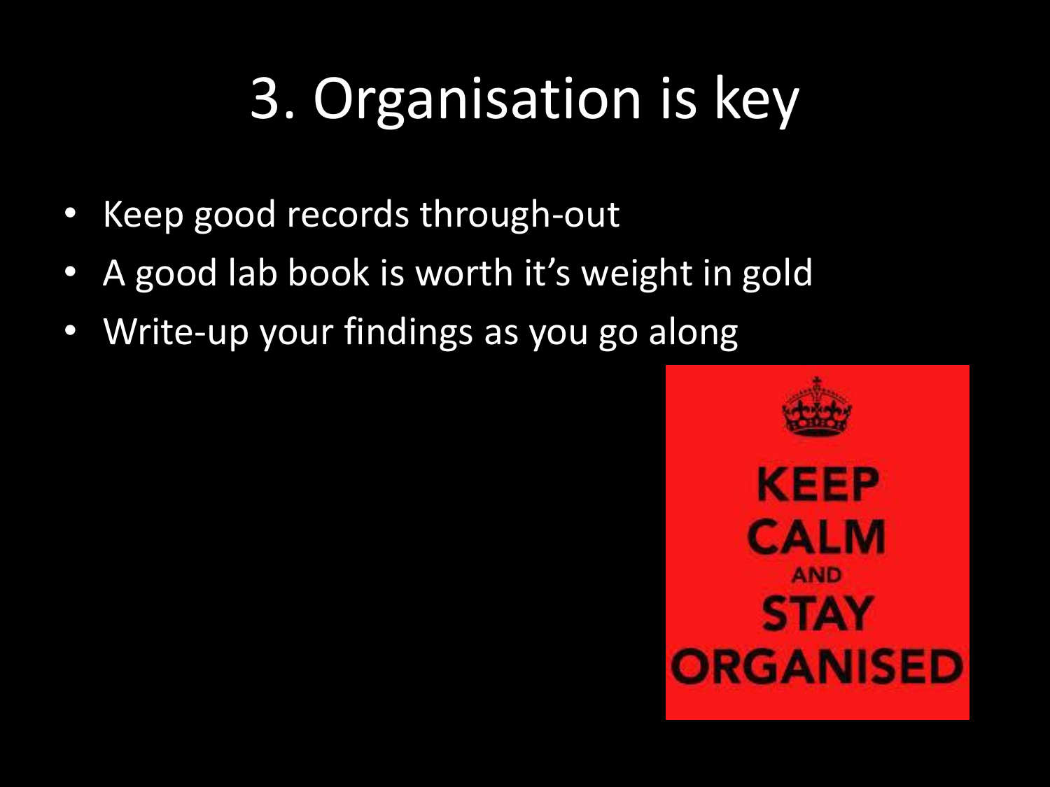# 3. Organisation is key

- Keep good records through-out
- A good lab book is worth it's weight in gold
- Write-up your findings as you go along

KEEP CALM AND STAY ORGANISED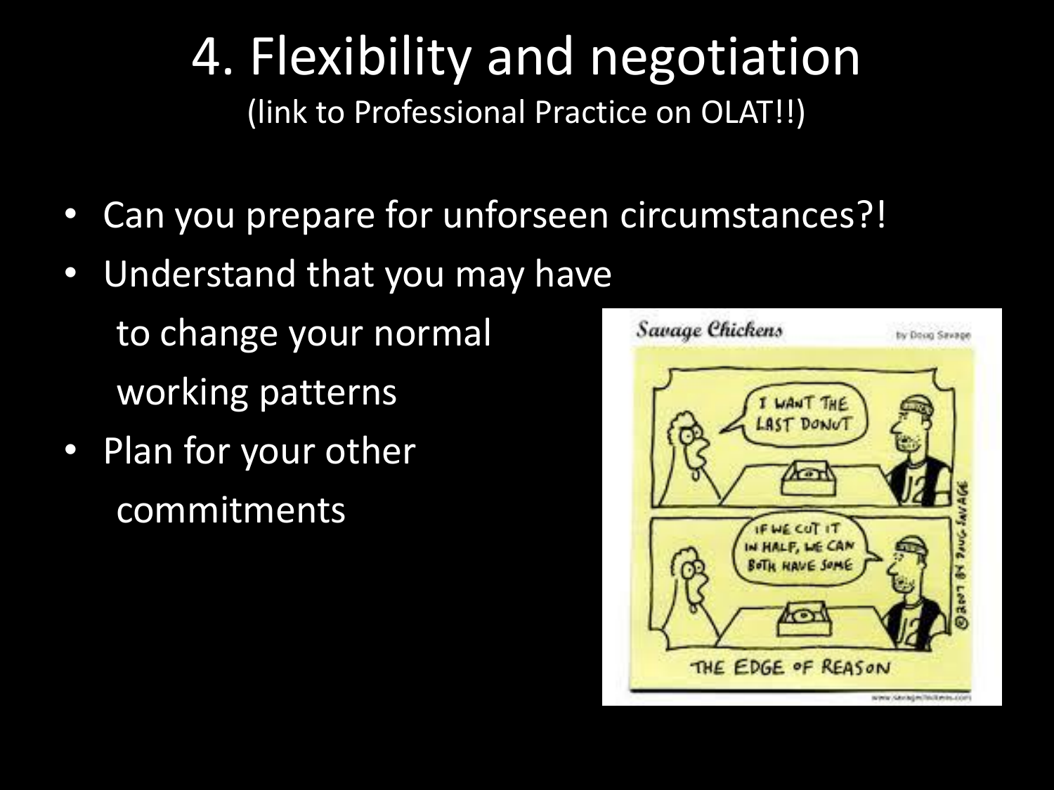# 4. Flexibility and negotiation

(link to Professional Practice on OLAT!!)

- Can you prepare for unforseen circumstances?!
- Understand that you may have to change your normal working patterns
- Plan for your other commitments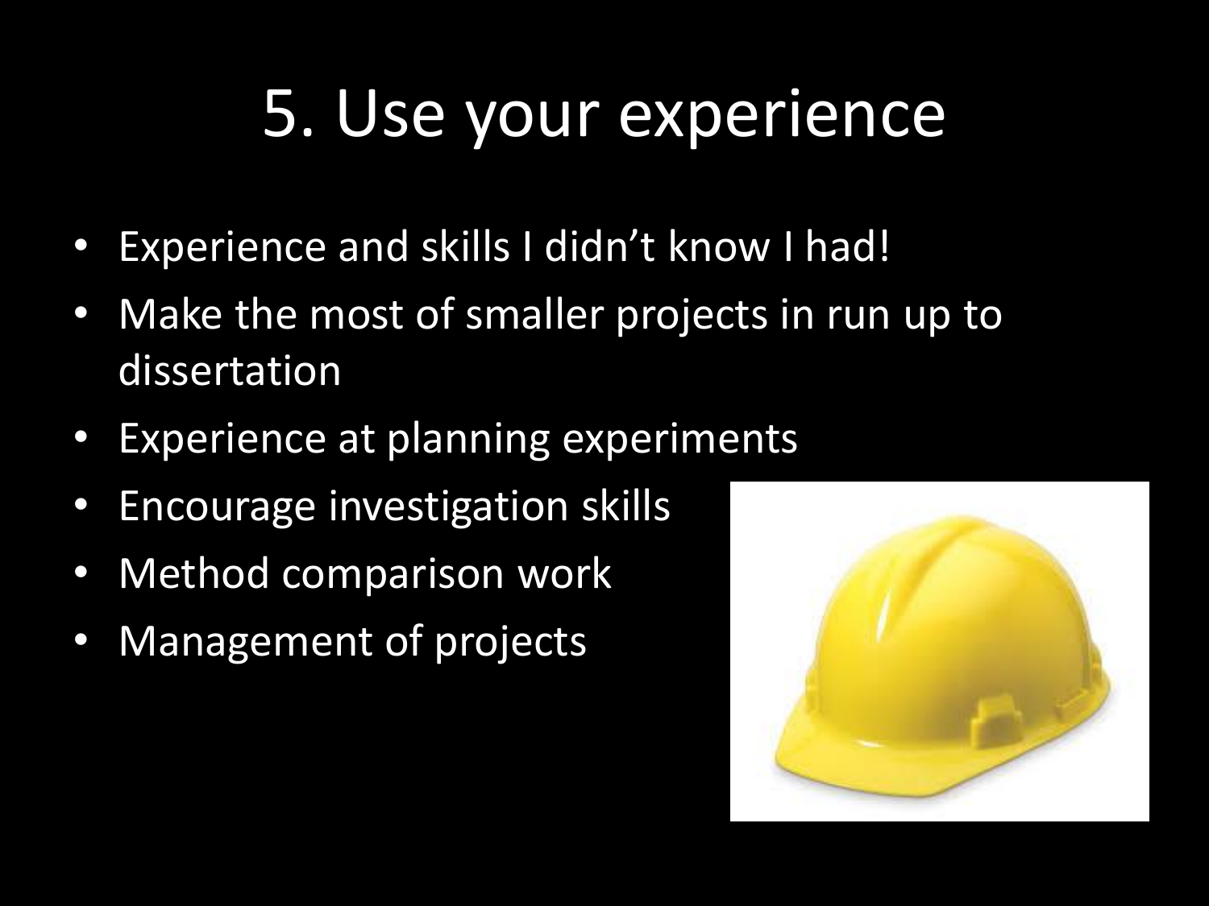# 5. Use your experience

- Experience and skills I didn't know I had!
- Make the most of smaller projects in run up to dissertation
- Experience at planning experiments
- Encourage investigation skills
- Method comparison work
- Management of projects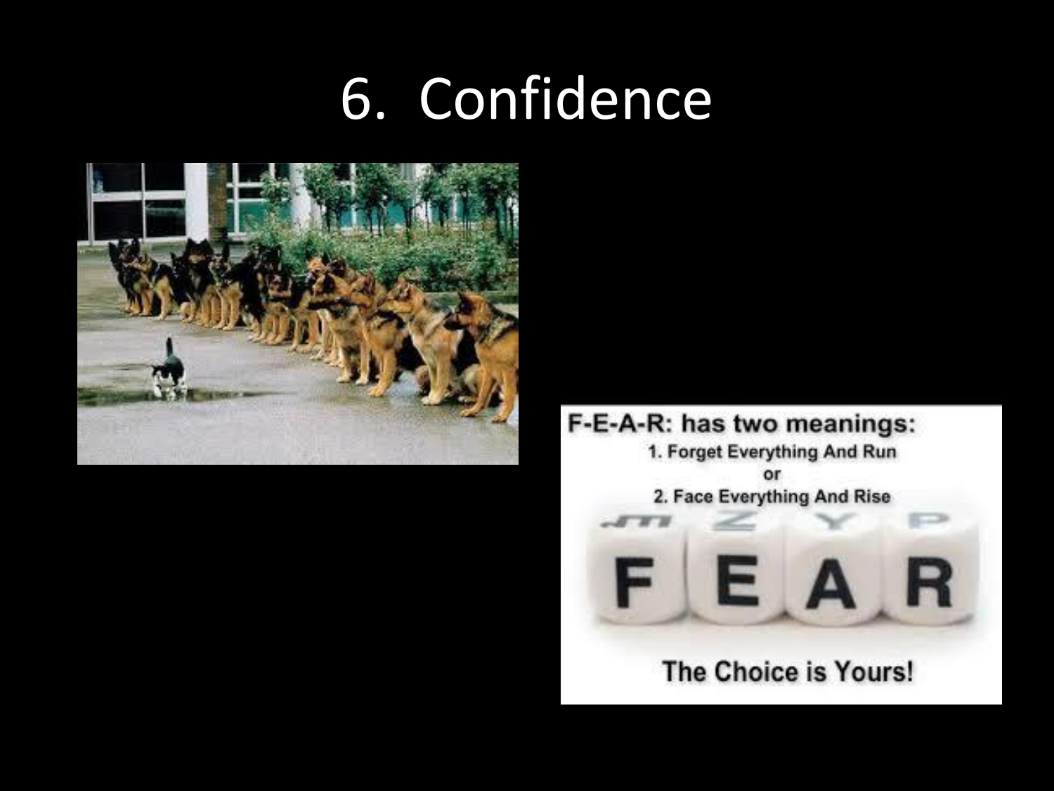# 6. Confidence

F-E-A-R: has two meanings:

1. Forget Everything And Run

or

2. Face Everything And Rise

FEAR

The Choice is Yours!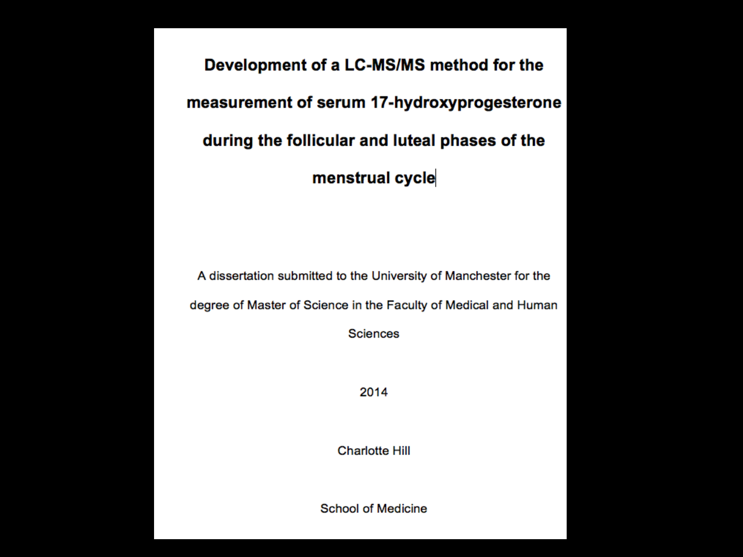# Development of a LC-MS/MS method for the measurement of serum 17-hydroxyprogesterone during the follicular and luteal phases of the menstrual cycle

A dissertation submitted to the University of Manchester for the degree of Master of Science in the Faculty of Medical and Human Sciences

2014

Charlotte Hill

School of Medicine